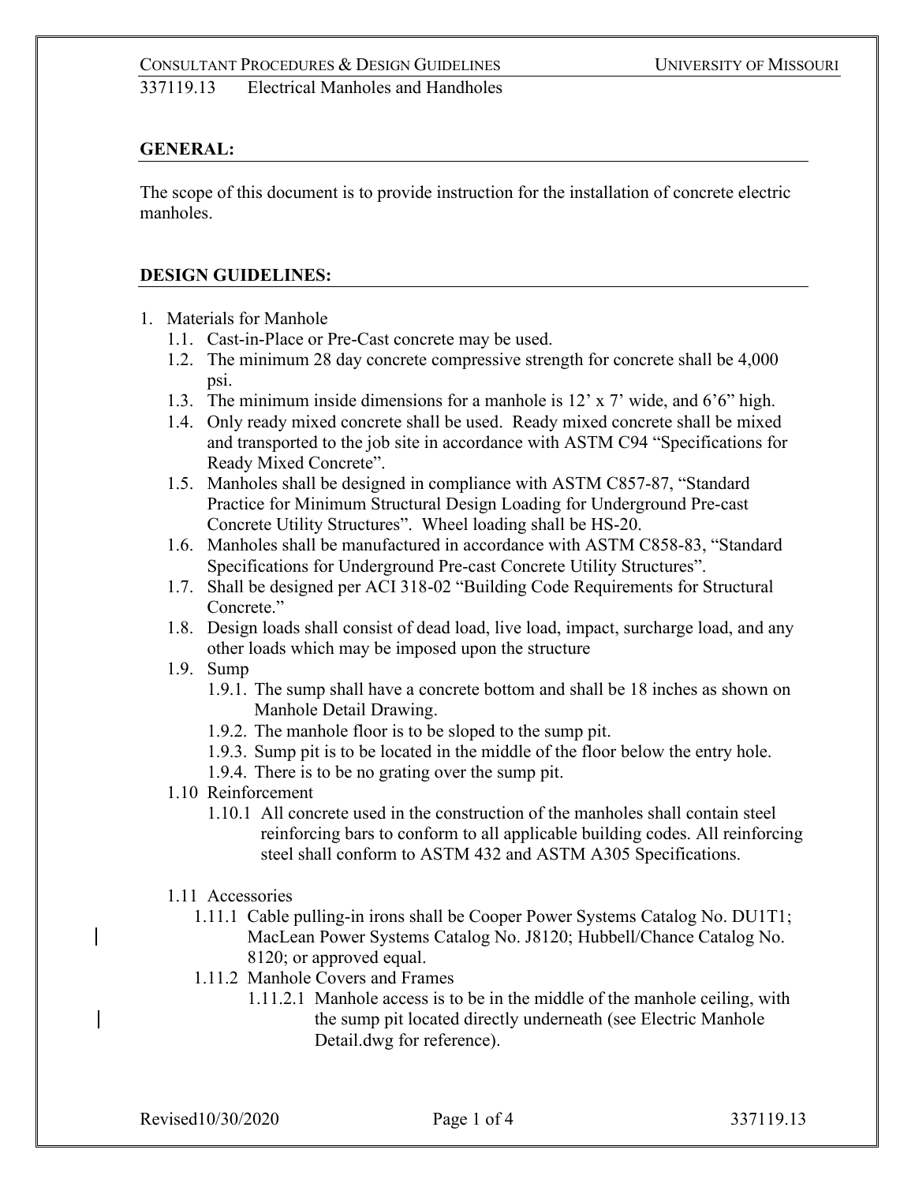# 337119.13 Electrical Manholes and Handholes

## GENERAL:

The scope of this document is to provide instruction for the installation of concrete electric manholes.

## DESIGN GUIDELINES:

1. Materials for Manhole
   - 1.1. Cast-in-Place or Pre-Cast concrete may be used.
   - 1.2. The minimum 28 day concrete compressive strength for concrete shall be 4,000 psi.
   - 1.3. The minimum inside dimensions for a manhole is 12’ x 7’ wide, and 6’6” high.
   - 1.4. Only ready mixed concrete shall be used. Ready mixed concrete shall be mixed and transported to the job site in accordance with ASTM C94 “Specifications for Ready Mixed Concrete”.
   - 1.5. Manholes shall be designed in compliance with ASTM C857-87, “Standard Practice for Minimum Structural Design Loading for Underground Pre-cast Concrete Utility Structures”. Wheel loading shall be HS-20.
   - 1.6. Manholes shall be manufactured in accordance with ASTM C858-83, “Standard Specifications for Underground Pre-cast Concrete Utility Structures”.
   - 1.7. Shall be designed per ACI 318-02 “Building Code Requirements for Structural Concrete.”
   - 1.8. Design loads shall consist of dead load, live load, impact, surcharge load, and any other loads which may be imposed upon the structure
   - 1.9. Sump
     - 1.9.1. The sump shall have a concrete bottom and shall be 18 inches as shown on Manhole Detail Drawing.
     - 1.9.2. The manhole floor is to be sloped to the sump pit.
     - 1.9.3. Sump pit is to be located in the middle of the floor below the entry hole.
     - 1.9.4. There is to be no grating over the sump pit.
   - 1.10 Reinforcement
     - 1.10.1 All concrete used in the construction of the manholes shall contain steel reinforcing bars to conform to all applicable building codes. All reinforcing steel shall conform to ASTM 432 and ASTM A305 Specifications.
   - 1.11 Accessories
     - 1.11.1 Cable pulling-in irons shall be Cooper Power Systems Catalog No. DU1T1; MacLean Power Systems Catalog No. J8120; Hubbell/Chance Catalog No. 8120; or approved equal.
     - 1.11.2 Manhole Covers and Frames
       - 1.11.2.1 Manhole access is to be in the middle of the manhole ceiling, with the sump pit located directly underneath (see Electric Manhole Detail.dwg for reference).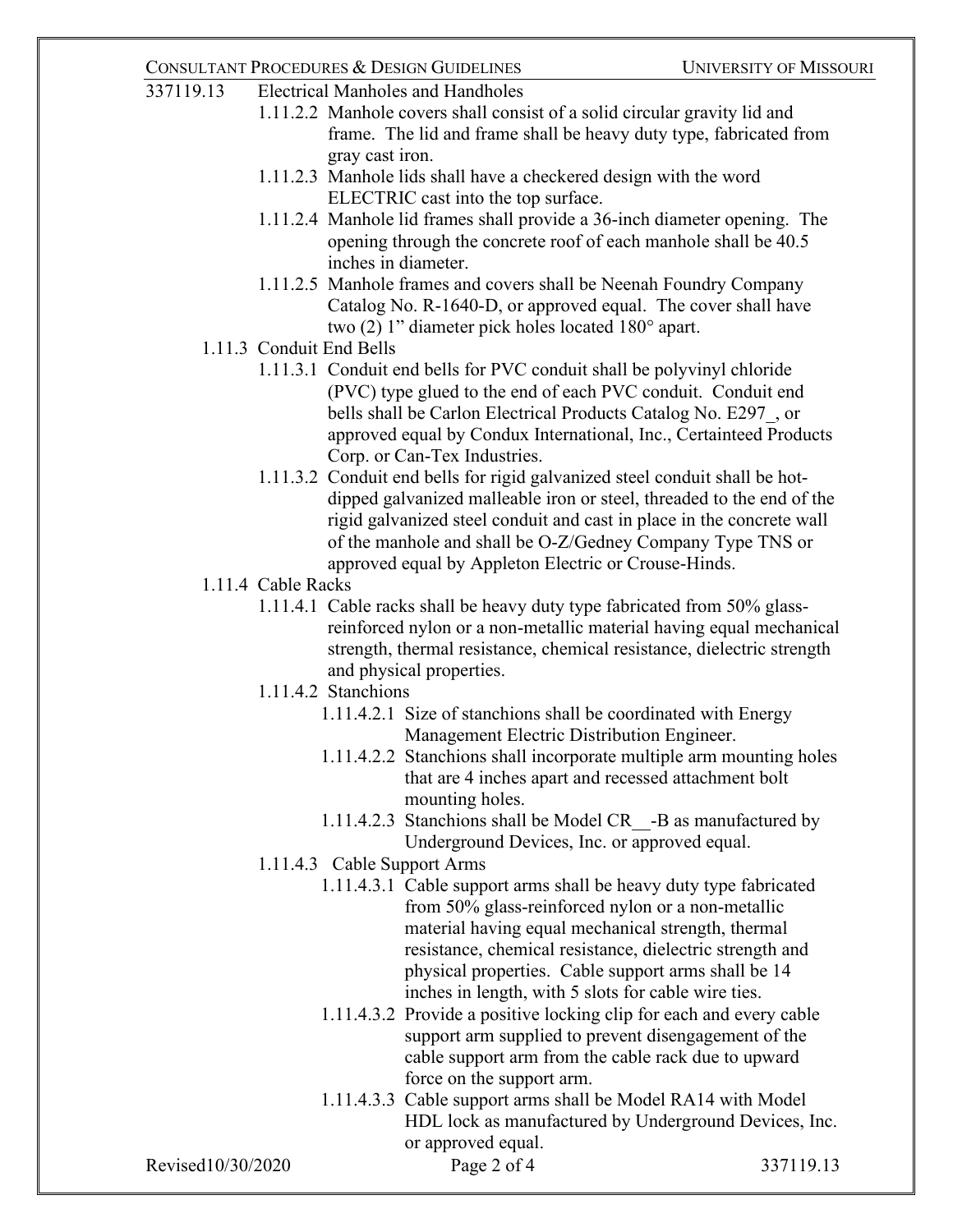337119.13 Electrical Manholes and Handholes

- 1.11.2.2 Manhole covers shall consist of a solid circular gravity lid and frame. The lid and frame shall be heavy duty type, fabricated from gray cast iron.
- 1.11.2.3 Manhole lids shall have a checkered design with the word ELECTRIC cast into the top surface.
- 1.11.2.4 Manhole lid frames shall provide a 36-inch diameter opening. The opening through the concrete roof of each manhole shall be 40.5 inches in diameter.
- 1.11.2.5 Manhole frames and covers shall be Neenah Foundry Company Catalog No. R-1640-D, or approved equal. The cover shall have two (2) 1" diameter pick holes located 180° apart.

1.11.3 Conduit End Bells

- 1.11.3.1 Conduit end bells for PVC conduit shall be polyvinyl chloride (PVC) type glued to the end of each PVC conduit. Conduit end bells shall be Carlon Electrical Products Catalog No. E297_, or approved equal by Condux International, Inc., Certainteed Products Corp. or Can-Tex Industries.
- 1.11.3.2 Conduit end bells for rigid galvanized steel conduit shall be hot-dipped galvanized malleable iron or steel, threaded to the end of the rigid galvanized steel conduit and cast in place in the concrete wall of the manhole and shall be O-Z/Gedney Company Type TNS or approved equal by Appleton Electric or Crouse-Hinds.

1.11.4 Cable Racks

- 1.11.4.1 Cable racks shall be heavy duty type fabricated from 50% glass-reinforced nylon or a non-metallic material having equal mechanical strength, thermal resistance, chemical resistance, dielectric strength and physical properties.
- 1.11.4.2 Stanchions
  - 1.11.4.2.1 Size of stanchions shall be coordinated with Energy Management Electric Distribution Engineer.
  - 1.11.4.2.2 Stanchions shall incorporate multiple arm mounting holes that are 4 inches apart and recessed attachment bolt mounting holes.
  - 1.11.4.2.3 Stanchions shall be Model CR__-B as manufactured by Underground Devices, Inc. or approved equal.
- 1.11.4.3 Cable Support Arms
  - 1.11.4.3.1 Cable support arms shall be heavy duty type fabricated from 50% glass-reinforced nylon or a non-metallic material having equal mechanical strength, thermal resistance, chemical resistance, dielectric strength and physical properties. Cable support arms shall be 14 inches in length, with 5 slots for cable wire ties.
  - 1.11.4.3.2 Provide a positive locking clip for each and every cable support arm supplied to prevent disengagement of the cable support arm from the cable rack due to upward force on the support arm.
  - 1.11.4.3.3 Cable support arms shall be Model RA14 with Model HDL lock as manufactured by Underground Devices, Inc. or approved equal.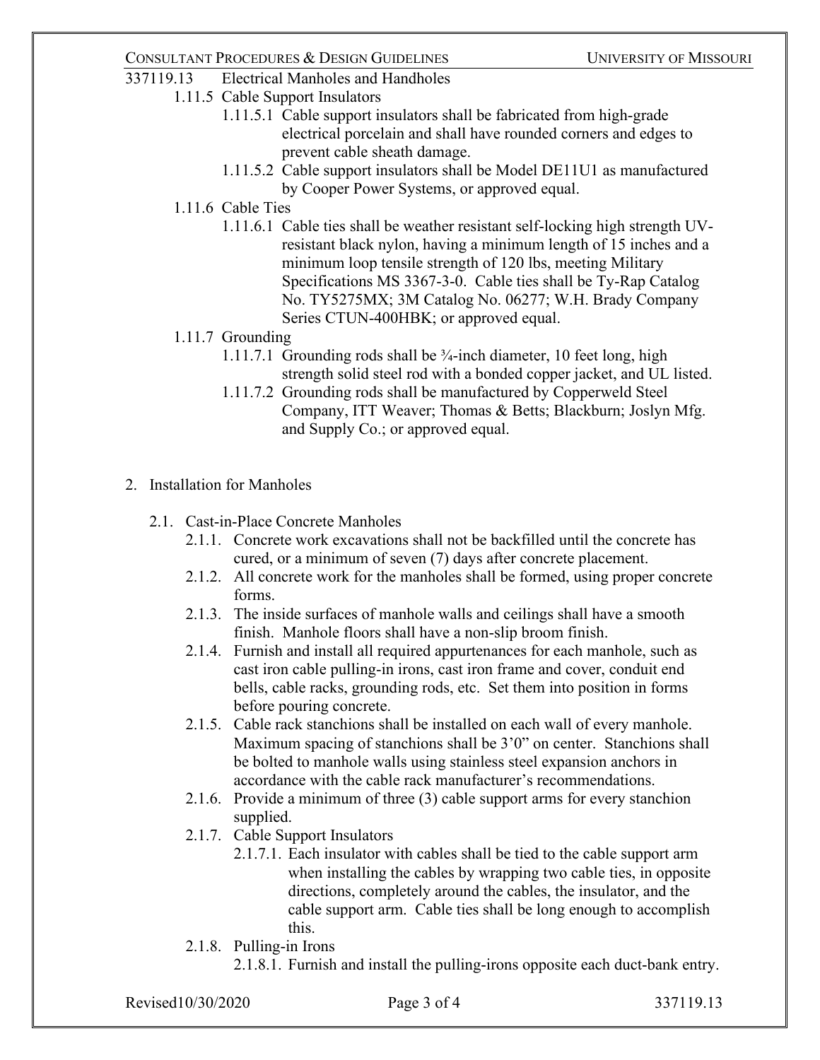337119.13 Electrical Manholes and Handholes

1.11.5 Cable Support Insulators

1.11.5.1 Cable support insulators shall be fabricated from high-grade electrical porcelain and shall have rounded corners and edges to prevent cable sheath damage.

1.11.5.2 Cable support insulators shall be Model DE11U1 as manufactured by Cooper Power Systems, or approved equal.

1.11.6 Cable Ties

1.11.6.1 Cable ties shall be weather resistant self-locking high strength UV-resistant black nylon, having a minimum length of 15 inches and a minimum loop tensile strength of 120 lbs, meeting Military Specifications MS 3367-3-0. Cable ties shall be Ty-Rap Catalog No. TY5275MX; 3M Catalog No. 06277; W.H. Brady Company Series CTUN-400HBK; or approved equal.

1.11.7 Grounding

1.11.7.1 Grounding rods shall be ¾-inch diameter, 10 feet long, high strength solid steel rod with a bonded copper jacket, and UL listed.

1.11.7.2 Grounding rods shall be manufactured by Copperweld Steel Company, ITT Weaver; Thomas & Betts; Blackburn; Joslyn Mfg. and Supply Co.; or approved equal.

2. Installation for Manholes

2.1. Cast-in-Place Concrete Manholes

2.1.1. Concrete work excavations shall not be backfilled until the concrete has cured, or a minimum of seven (7) days after concrete placement.

2.1.2. All concrete work for the manholes shall be formed, using proper concrete forms.

2.1.3. The inside surfaces of manhole walls and ceilings shall have a smooth finish. Manhole floors shall have a non-slip broom finish.

2.1.4. Furnish and install all required appurtenances for each manhole, such as cast iron cable pulling-in irons, cast iron frame and cover, conduit end bells, cable racks, grounding rods, etc. Set them into position in forms before pouring concrete.

2.1.5. Cable rack stanchions shall be installed on each wall of every manhole. Maximum spacing of stanchions shall be 3'0" on center. Stanchions shall be bolted to manhole walls using stainless steel expansion anchors in accordance with the cable rack manufacturer's recommendations.

2.1.6. Provide a minimum of three (3) cable support arms for every stanchion supplied.

2.1.7. Cable Support Insulators

2.1.7.1. Each insulator with cables shall be tied to the cable support arm when installing the cables by wrapping two cable ties, in opposite directions, completely around the cables, the insulator, and the cable support arm. Cable ties shall be long enough to accomplish this.

2.1.8. Pulling-in Irons

2.1.8.1. Furnish and install the pulling-irons opposite each duct-bank entry.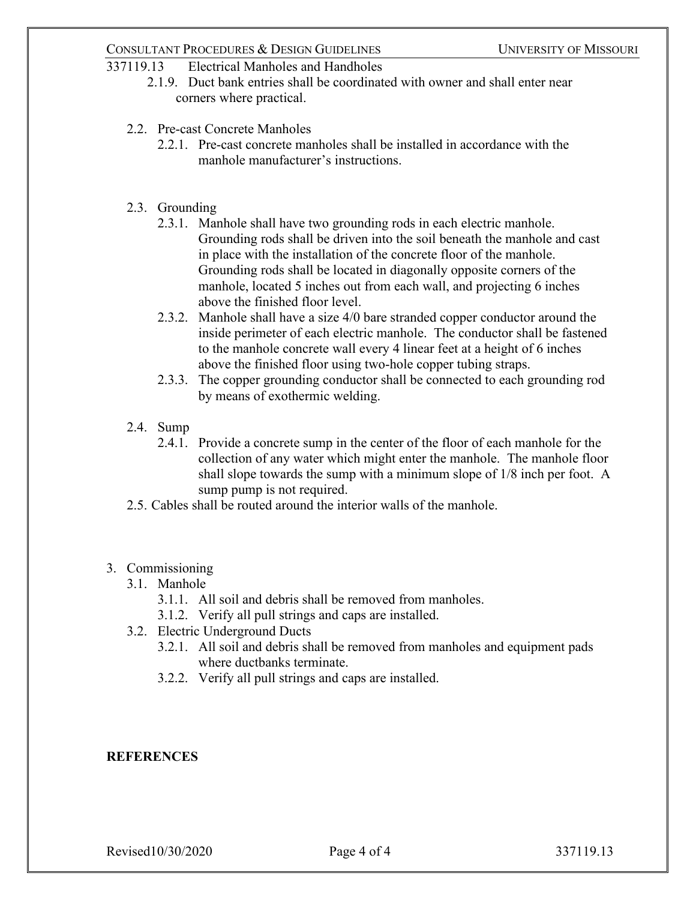337119.13 Electrical Manholes and Handholes

2.1.9. Duct bank entries shall be coordinated with owner and shall enter near corners where practical.

2.2. Pre-cast Concrete Manholes

2.2.1. Pre-cast concrete manholes shall be installed in accordance with the manhole manufacturer's instructions.

2.3. Grounding

2.3.1. Manhole shall have two grounding rods in each electric manhole. Grounding rods shall be driven into the soil beneath the manhole and cast in place with the installation of the concrete floor of the manhole. Grounding rods shall be located in diagonally opposite corners of the manhole, located 5 inches out from each wall, and projecting 6 inches above the finished floor level.

2.3.2. Manhole shall have a size 4/0 bare stranded copper conductor around the inside perimeter of each electric manhole. The conductor shall be fastened to the manhole concrete wall every 4 linear feet at a height of 6 inches above the finished floor using two-hole copper tubing straps.

2.3.3. The copper grounding conductor shall be connected to each grounding rod by means of exothermic welding.

2.4. Sump

2.4.1. Provide a concrete sump in the center of the floor of each manhole for the collection of any water which might enter the manhole. The manhole floor shall slope towards the sump with a minimum slope of 1/8 inch per foot. A sump pump is not required.

2.5. Cables shall be routed around the interior walls of the manhole.

3. Commissioning

3.1. Manhole

3.1.1. All soil and debris shall be removed from manholes.

3.1.2. Verify all pull strings and caps are installed.

3.2. Electric Underground Ducts

3.2.1. All soil and debris shall be removed from manholes and equipment pads where ductbanks terminate.

3.2.2. Verify all pull strings and caps are installed.

**REFERENCES**